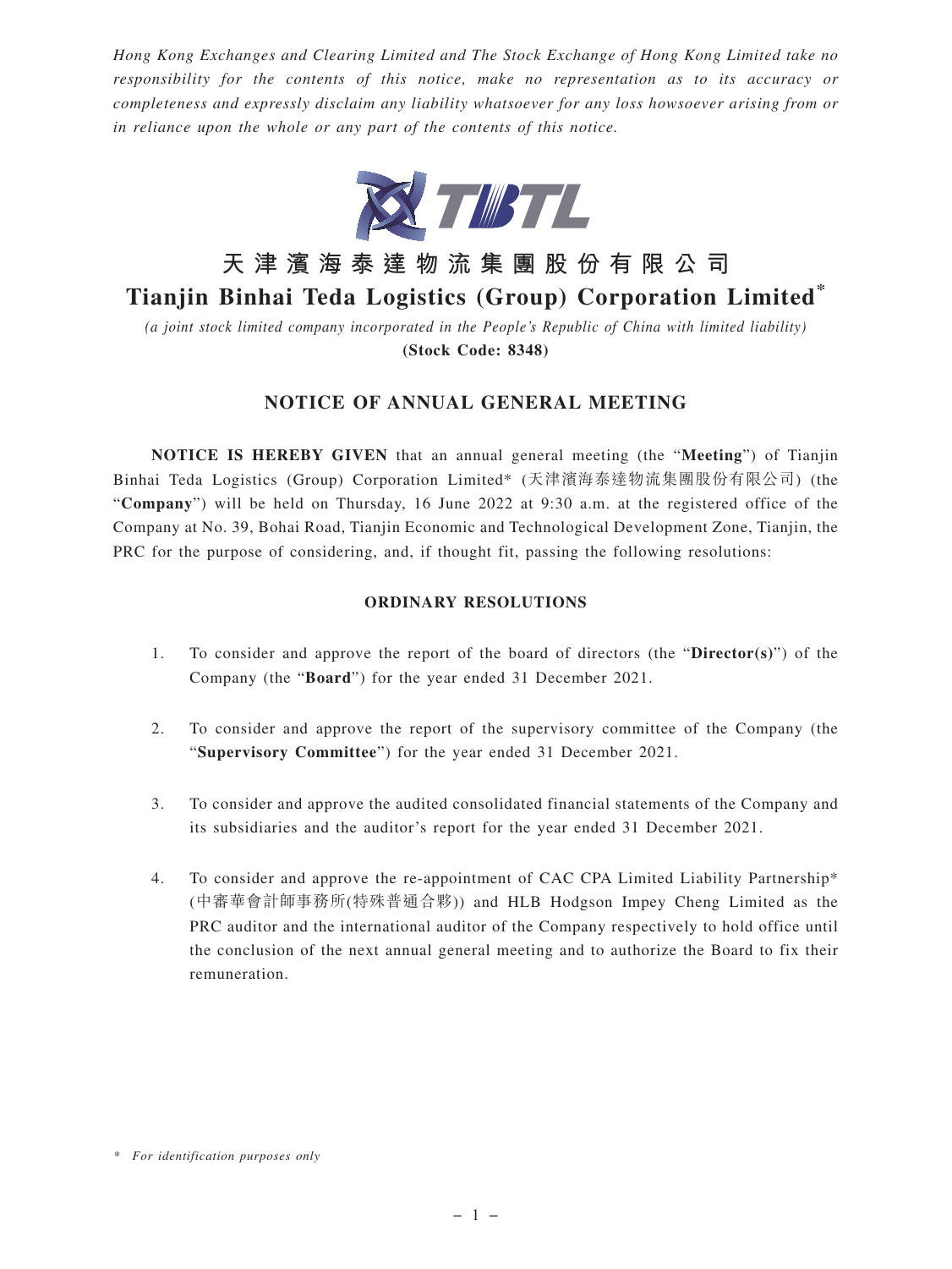*Hong Kong Exchanges and Clearing Limited and The Stock Exchange of Hong Kong Limited take no responsibility for the contents of this notice, make no representation as to its accuracy or completeness and expressly disclaim any liability whatsoever for any loss howsoever arising from or in reliance upon the whole or any part of the contents of this notice.*

# 天津濱海泰達物流集團股份有限公司
# Tianjin Binhai Teda Logistics (Group) Corporation Limited*

*(a joint stock limited company incorporated in the People's Republic of China with limited liability)*

**(Stock Code: 8348)**

## NOTICE OF ANNUAL GENERAL MEETING

**NOTICE IS HEREBY GIVEN** that an annual general meeting (the "**Meeting**") of Tianjin Binhai Teda Logistics (Group) Corporation Limited* (天津濱海泰達物流集團股份有限公司) (the "**Company**") will be held on Thursday, 16 June 2022 at 9:30 a.m. at the registered office of the Company at No. 39, Bohai Road, Tianjin Economic and Technological Development Zone, Tianjin, the PRC for the purpose of considering, and, if thought fit, passing the following resolutions:

### ORDINARY RESOLUTIONS

1. To consider and approve the report of the board of directors (the "**Director(s)**") of the Company (the "**Board**") for the year ended 31 December 2021.

2. To consider and approve the report of the supervisory committee of the Company (the "**Supervisory Committee**") for the year ended 31 December 2021.

3. To consider and approve the audited consolidated financial statements of the Company and its subsidiaries and the auditor's report for the year ended 31 December 2021.

4. To consider and approve the re-appointment of CAC CPA Limited Liability Partnership* (中審華會計師事務所(特殊普通合夥)) and HLB Hodgson Impey Cheng Limited as the PRC auditor and the international auditor of the Company respectively to hold office until the conclusion of the next annual general meeting and to authorize the Board to fix their remuneration.

\* *For identification purposes only*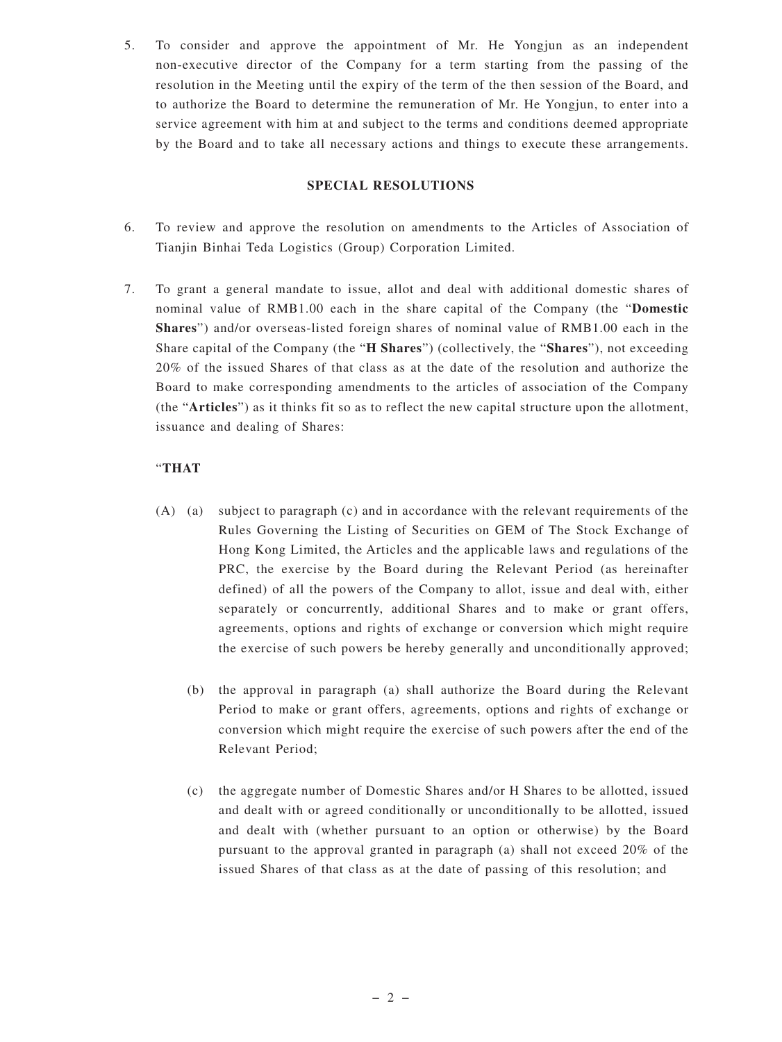5. To consider and approve the appointment of Mr. He Yongjun as an independent non-executive director of the Company for a term starting from the passing of the resolution in the Meeting until the expiry of the term of the then session of the Board, and to authorize the Board to determine the remuneration of Mr. He Yongjun, to enter into a service agreement with him at and subject to the terms and conditions deemed appropriate by the Board and to take all necessary actions and things to execute these arrangements.

**SPECIAL RESOLUTIONS**

6. To review and approve the resolution on amendments to the Articles of Association of Tianjin Binhai Teda Logistics (Group) Corporation Limited.

7. To grant a general mandate to issue, allot and deal with additional domestic shares of nominal value of RMB1.00 each in the share capital of the Company (the "**Domestic Shares**") and/or overseas-listed foreign shares of nominal value of RMB1.00 each in the Share capital of the Company (the "**H Shares**") (collectively, the "**Shares**"), not exceeding 20% of the issued Shares of that class as at the date of the resolution and authorize the Board to make corresponding amendments to the articles of association of the Company (the "**Articles**") as it thinks fit so as to reflect the new capital structure upon the allotment, issuance and dealing of Shares:

"**THAT**

(A) (a) subject to paragraph (c) and in accordance with the relevant requirements of the Rules Governing the Listing of Securities on GEM of The Stock Exchange of Hong Kong Limited, the Articles and the applicable laws and regulations of the PRC, the exercise by the Board during the Relevant Period (as hereinafter defined) of all the powers of the Company to allot, issue and deal with, either separately or concurrently, additional Shares and to make or grant offers, agreements, options and rights of exchange or conversion which might require the exercise of such powers be hereby generally and unconditionally approved;

(b) the approval in paragraph (a) shall authorize the Board during the Relevant Period to make or grant offers, agreements, options and rights of exchange or conversion which might require the exercise of such powers after the end of the Relevant Period;

(c) the aggregate number of Domestic Shares and/or H Shares to be allotted, issued and dealt with or agreed conditionally or unconditionally to be allotted, issued and dealt with (whether pursuant to an option or otherwise) by the Board pursuant to the approval granted in paragraph (a) shall not exceed 20% of the issued Shares of that class as at the date of passing of this resolution; and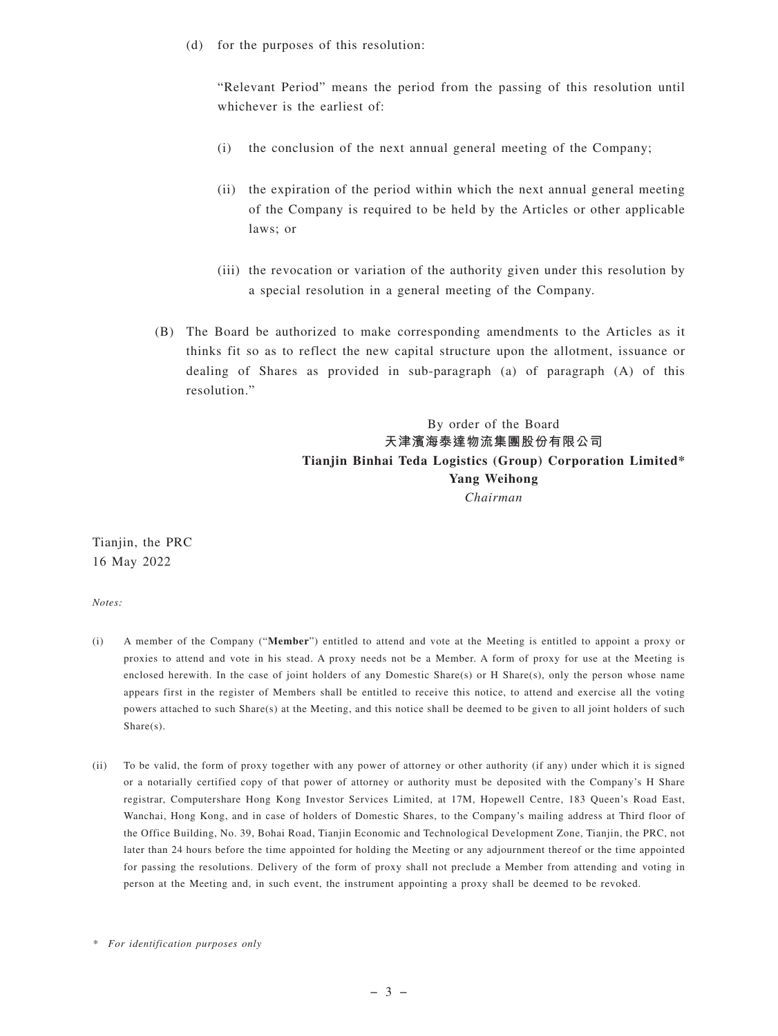(d) for the purposes of this resolution:

"Relevant Period" means the period from the passing of this resolution until whichever is the earliest of:

(i) the conclusion of the next annual general meeting of the Company;

(ii) the expiration of the period within which the next annual general meeting of the Company is required to be held by the Articles or other applicable laws; or

(iii) the revocation or variation of the authority given under this resolution by a special resolution in a general meeting of the Company.

(B) The Board be authorized to make corresponding amendments to the Articles as it thinks fit so as to reflect the new capital structure upon the allotment, issuance or dealing of Shares as provided in sub-paragraph (a) of paragraph (A) of this resolution."

By order of the Board
**天津濱海泰達物流集團股份有限公司**
**Tianjin Binhai Teda Logistics (Group) Corporation Limited***
**Yang Weihong**
*Chairman*

Tianjin, the PRC
16 May 2022

*Notes:*

(i) A member of the Company ("**Member**") entitled to attend and vote at the Meeting is entitled to appoint a proxy or proxies to attend and vote in his stead. A proxy needs not be a Member. A form of proxy for use at the Meeting is enclosed herewith. In the case of joint holders of any Domestic Share(s) or H Share(s), only the person whose name appears first in the register of Members shall be entitled to receive this notice, to attend and exercise all the voting powers attached to such Share(s) at the Meeting, and this notice shall be deemed to be given to all joint holders of such Share(s).

(ii) To be valid, the form of proxy together with any power of attorney or other authority (if any) under which it is signed or a notarially certified copy of that power of attorney or authority must be deposited with the Company's H Share registrar, Computershare Hong Kong Investor Services Limited, at 17M, Hopewell Centre, 183 Queen's Road East, Wanchai, Hong Kong, and in case of holders of Domestic Shares, to the Company's mailing address at Third floor of the Office Building, No. 39, Bohai Road, Tianjin Economic and Technological Development Zone, Tianjin, the PRC, not later than 24 hours before the time appointed for holding the Meeting or any adjournment thereof or the time appointed for passing the resolutions. Delivery of the form of proxy shall not preclude a Member from attending and voting in person at the Meeting and, in such event, the instrument appointing a proxy shall be deemed to be revoked.

\* *For identification purposes only*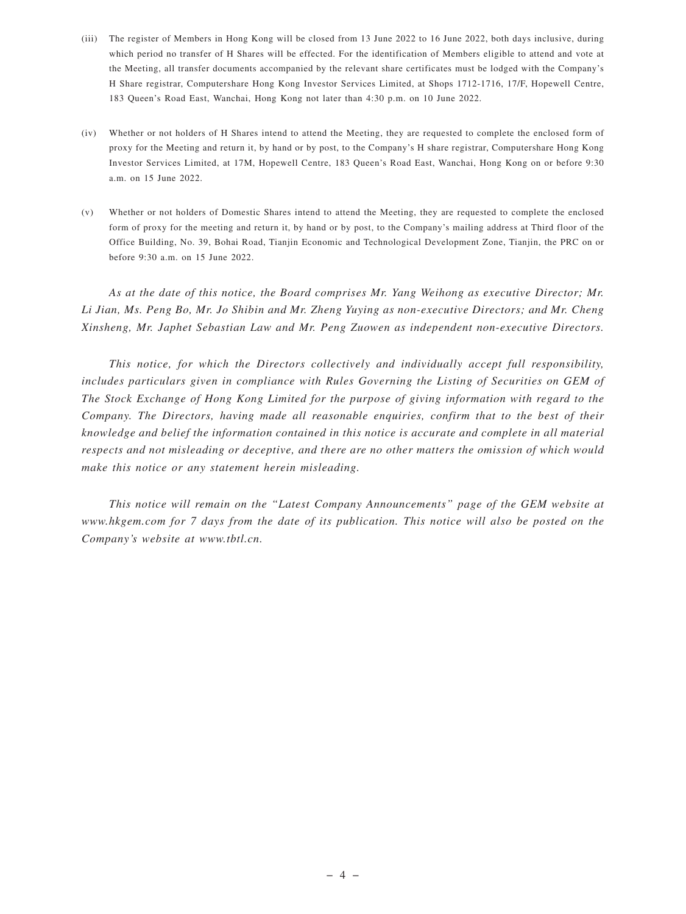(iii) The register of Members in Hong Kong will be closed from 13 June 2022 to 16 June 2022, both days inclusive, during which period no transfer of H Shares will be effected. For the identification of Members eligible to attend and vote at the Meeting, all transfer documents accompanied by the relevant share certificates must be lodged with the Company's H Share registrar, Computershare Hong Kong Investor Services Limited, at Shops 1712-1716, 17/F, Hopewell Centre, 183 Queen's Road East, Wanchai, Hong Kong not later than 4:30 p.m. on 10 June 2022.

(iv) Whether or not holders of H Shares intend to attend the Meeting, they are requested to complete the enclosed form of proxy for the Meeting and return it, by hand or by post, to the Company's H share registrar, Computershare Hong Kong Investor Services Limited, at 17M, Hopewell Centre, 183 Queen's Road East, Wanchai, Hong Kong on or before 9:30 a.m. on 15 June 2022.

(v) Whether or not holders of Domestic Shares intend to attend the Meeting, they are requested to complete the enclosed form of proxy for the meeting and return it, by hand or by post, to the Company's mailing address at Third floor of the Office Building, No. 39, Bohai Road, Tianjin Economic and Technological Development Zone, Tianjin, the PRC on or before 9:30 a.m. on 15 June 2022.

*As at the date of this notice, the Board comprises Mr. Yang Weihong as executive Director; Mr. Li Jian, Ms. Peng Bo, Mr. Jo Shibin and Mr. Zheng Yuying as non-executive Directors; and Mr. Cheng Xinsheng, Mr. Japhet Sebastian Law and Mr. Peng Zuowen as independent non-executive Directors.*

*This notice, for which the Directors collectively and individually accept full responsibility, includes particulars given in compliance with Rules Governing the Listing of Securities on GEM of The Stock Exchange of Hong Kong Limited for the purpose of giving information with regard to the Company. The Directors, having made all reasonable enquiries, confirm that to the best of their knowledge and belief the information contained in this notice is accurate and complete in all material respects and not misleading or deceptive, and there are no other matters the omission of which would make this notice or any statement herein misleading.*

*This notice will remain on the "Latest Company Announcements" page of the GEM website at www.hkgem.com for 7 days from the date of its publication. This notice will also be posted on the Company's website at www.tbtl.cn.*